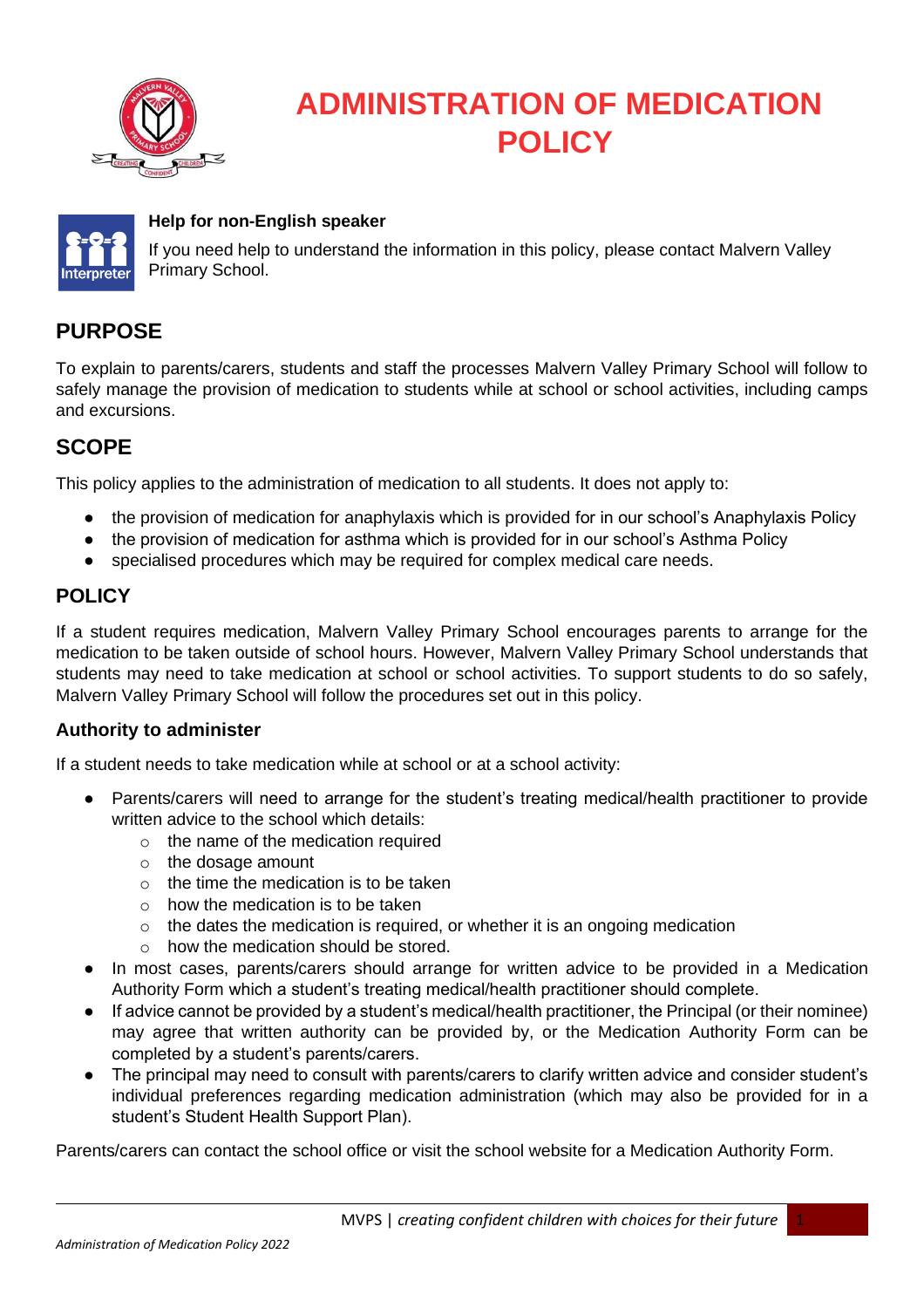# ADMINISTRATION OF MEDICATION POLICY

**Help for non-English speaker**

If you need help to understand the information in this policy, please contact Malvern Valley Primary School.

## PURPOSE

To explain to parents/carers, students and staff the processes Malvern Valley Primary School will follow to safely manage the provision of medication to students while at school or school activities, including camps and excursions.

## SCOPE

This policy applies to the administration of medication to all students. It does not apply to:

- the provision of medication for anaphylaxis which is provided for in our school's Anaphylaxis Policy
- the provision of medication for asthma which is provided for in our school's Asthma Policy
- specialised procedures which may be required for complex medical care needs.

## POLICY

If a student requires medication, Malvern Valley Primary School encourages parents to arrange for the medication to be taken outside of school hours. However, Malvern Valley Primary School understands that students may need to take medication at school or school activities. To support students to do so safely, Malvern Valley Primary School will follow the procedures set out in this policy.

### Authority to administer

If a student needs to take medication while at school or at a school activity:

- Parents/carers will need to arrange for the student's treating medical/health practitioner to provide written advice to the school which details:
    - the name of the medication required
    - the dosage amount
    - the time the medication is to be taken
    - how the medication is to be taken
    - the dates the medication is required, or whether it is an ongoing medication
    - how the medication should be stored.
- In most cases, parents/carers should arrange for written advice to be provided in a Medication Authority Form which a student's treating medical/health practitioner should complete.
- If advice cannot be provided by a student's medical/health practitioner, the Principal (or their nominee) may agree that written authority can be provided by, or the Medication Authority Form can be completed by a student's parents/carers.
- The principal may need to consult with parents/carers to clarify written advice and consider student's individual preferences regarding medication administration (which may also be provided for in a student's Student Health Support Plan).

Parents/carers can contact the school office or visit the school website for a Medication Authority Form.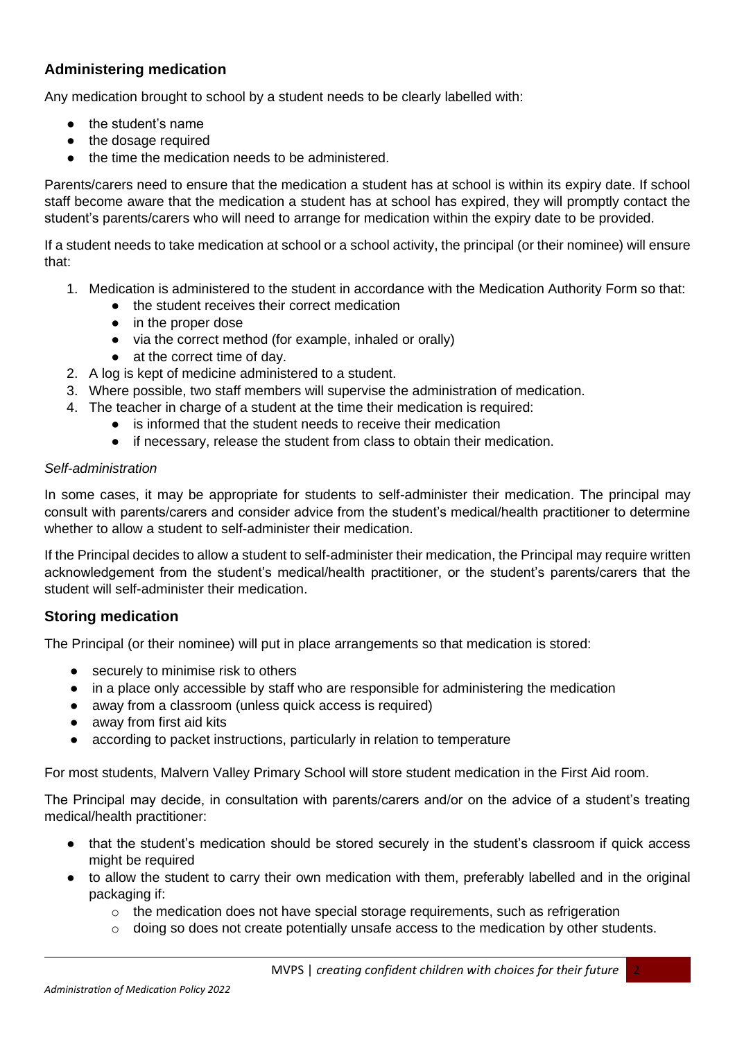## Administering medication

Any medication brought to school by a student needs to be clearly labelled with:

- the student's name
- the dosage required
- the time the medication needs to be administered.

Parents/carers need to ensure that the medication a student has at school is within its expiry date. If school staff become aware that the medication a student has at school has expired, they will promptly contact the student's parents/carers who will need to arrange for medication within the expiry date to be provided.

If a student needs to take medication at school or a school activity, the principal (or their nominee) will ensure that:

1. Medication is administered to the student in accordance with the Medication Authority Form so that:
    - the student receives their correct medication
    - in the proper dose
    - via the correct method (for example, inhaled or orally)
    - at the correct time of day.
2. A log is kept of medicine administered to a student.
3. Where possible, two staff members will supervise the administration of medication.
4. The teacher in charge of a student at the time their medication is required:
    - is informed that the student needs to receive their medication
    - if necessary, release the student from class to obtain their medication.

*Self-administration*

In some cases, it may be appropriate for students to self-administer their medication. The principal may consult with parents/carers and consider advice from the student's medical/health practitioner to determine whether to allow a student to self-administer their medication.

If the Principal decides to allow a student to self-administer their medication, the Principal may require written acknowledgement from the student's medical/health practitioner, or the student's parents/carers that the student will self-administer their medication.

## Storing medication

The Principal (or their nominee) will put in place arrangements so that medication is stored:

- securely to minimise risk to others
- in a place only accessible by staff who are responsible for administering the medication
- away from a classroom (unless quick access is required)
- away from first aid kits
- according to packet instructions, particularly in relation to temperature

For most students, Malvern Valley Primary School will store student medication in the First Aid room.

The Principal may decide, in consultation with parents/carers and/or on the advice of a student's treating medical/health practitioner:

- that the student's medication should be stored securely in the student's classroom if quick access might be required
- to allow the student to carry their own medication with them, preferably labelled and in the original packaging if:
    - the medication does not have special storage requirements, such as refrigeration
    - doing so does not create potentially unsafe access to the medication by other students.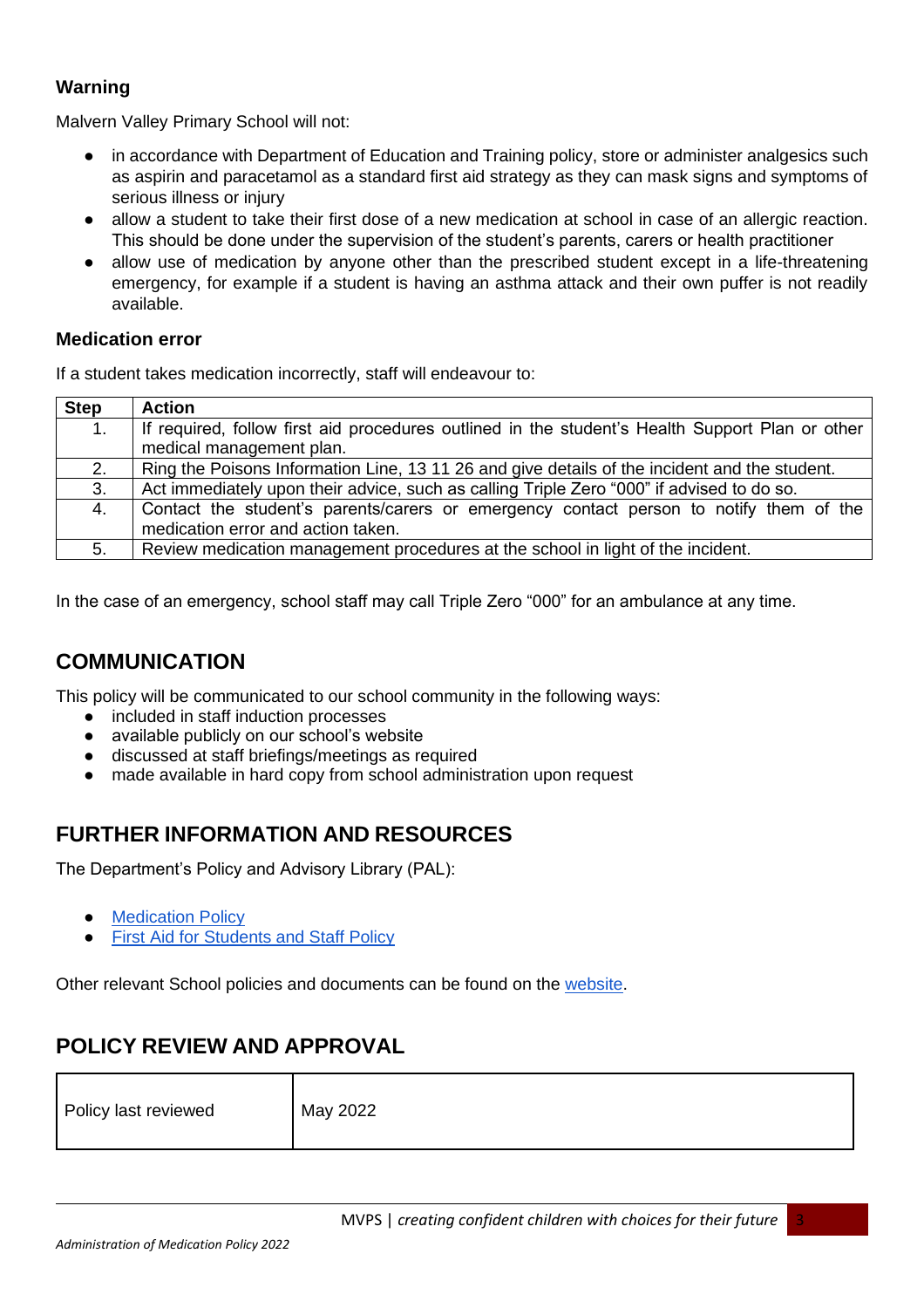### Warning

Malvern Valley Primary School will not:

- in accordance with Department of Education and Training policy, store or administer analgesics such as aspirin and paracetamol as a standard first aid strategy as they can mask signs and symptoms of serious illness or injury
- allow a student to take their first dose of a new medication at school in case of an allergic reaction. This should be done under the supervision of the student's parents, carers or health practitioner
- allow use of medication by anyone other than the prescribed student except in a life-threatening emergency, for example if a student is having an asthma attack and their own puffer is not readily available.

### Medication error

If a student takes medication incorrectly, staff will endeavour to:

| Step | Action |
|---|---|
| 1. | If required, follow first aid procedures outlined in the student's Health Support Plan or other medical management plan. |
| 2. | Ring the Poisons Information Line, 13 11 26 and give details of the incident and the student. |
| 3. | Act immediately upon their advice, such as calling Triple Zero "000" if advised to do so. |
| 4. | Contact the student's parents/carers or emergency contact person to notify them of the medication error and action taken. |
| 5. | Review medication management procedures at the school in light of the incident. |

In the case of an emergency, school staff may call Triple Zero "000" for an ambulance at any time.

## COMMUNICATION

This policy will be communicated to our school community in the following ways:

- included in staff induction processes
- available publicly on our school's website
- discussed at staff briefings/meetings as required
- made available in hard copy from school administration upon request

## FURTHER INFORMATION AND RESOURCES

The Department's Policy and Advisory Library (PAL):

- Medication Policy
- First Aid for Students and Staff Policy

Other relevant School policies and documents can be found on the website.

## POLICY REVIEW AND APPROVAL

| Policy last reviewed | May 2022 |
|---|---|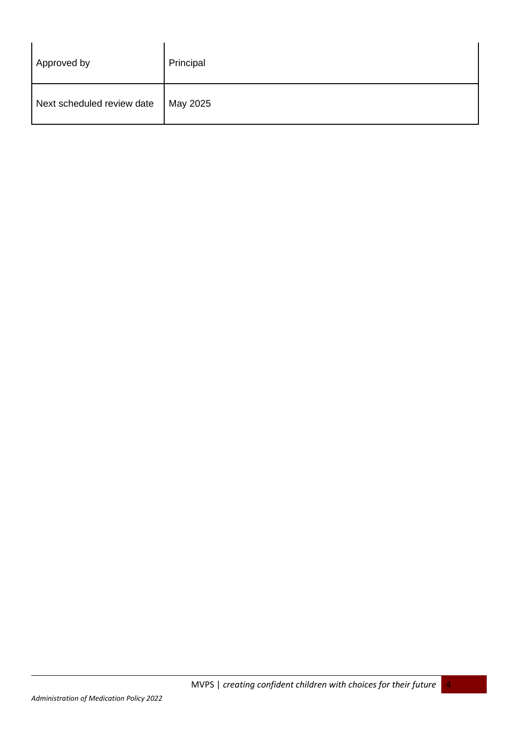| | |
|---|---|
| Approved by | Principal |
| Next scheduled review date | May 2025 |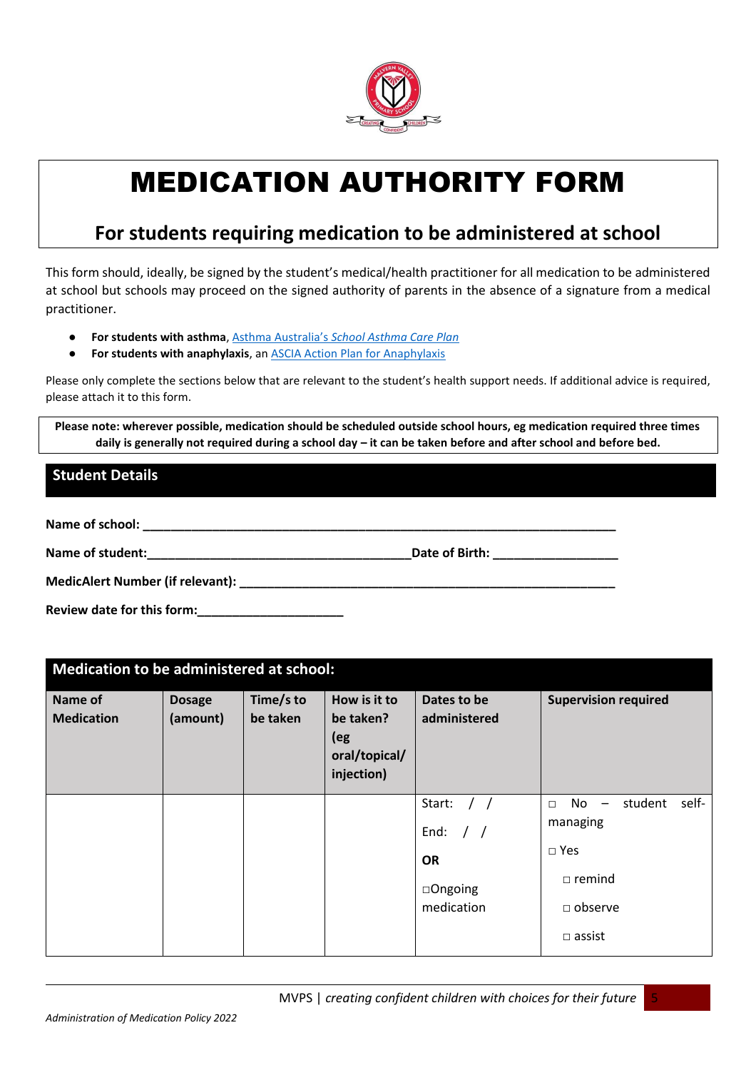# MEDICATION AUTHORITY FORM

## For students requiring medication to be administered at school

This form should, ideally, be signed by the student's medical/health practitioner for all medication to be administered at school but schools may proceed on the signed authority of parents in the absence of a signature from a medical practitioner.

- **For students with asthma**, [Asthma Australia's *School Asthma Care Plan*]
- **For students with anaphylaxis**, an [ASCIA Action Plan for Anaphylaxis]

Please only complete the sections below that are relevant to the student's health support needs. If additional advice is required, please attach it to this form.

**Please note: wherever possible, medication should be scheduled outside school hours, eg medication required three times daily is generally not required during a school day – it can be taken before and after school and before bed.**

### Student Details

**Name of school:** ______________________________________________________________________

**Name of student:**_______________________________________**Date of Birth:** __________________

**MedicAlert Number (if relevant):** _______________________________________________________

**Review date for this form:**_____________________

### Medication to be administered at school:

| Name of Medication | Dosage (amount) | Time/s to be taken | How is it to be taken? (eg oral/topical/ injection) | Dates to be administered | Supervision required |
|---|---|---|---|---|---|
| | | | | Start: / / <br> End: / / <br> **OR** <br> □Ongoing medication | □ No – student self-managing <br> □ Yes <br> □ remind <br> □ observe <br> □ assist |

*Administration of Medication Policy 2022*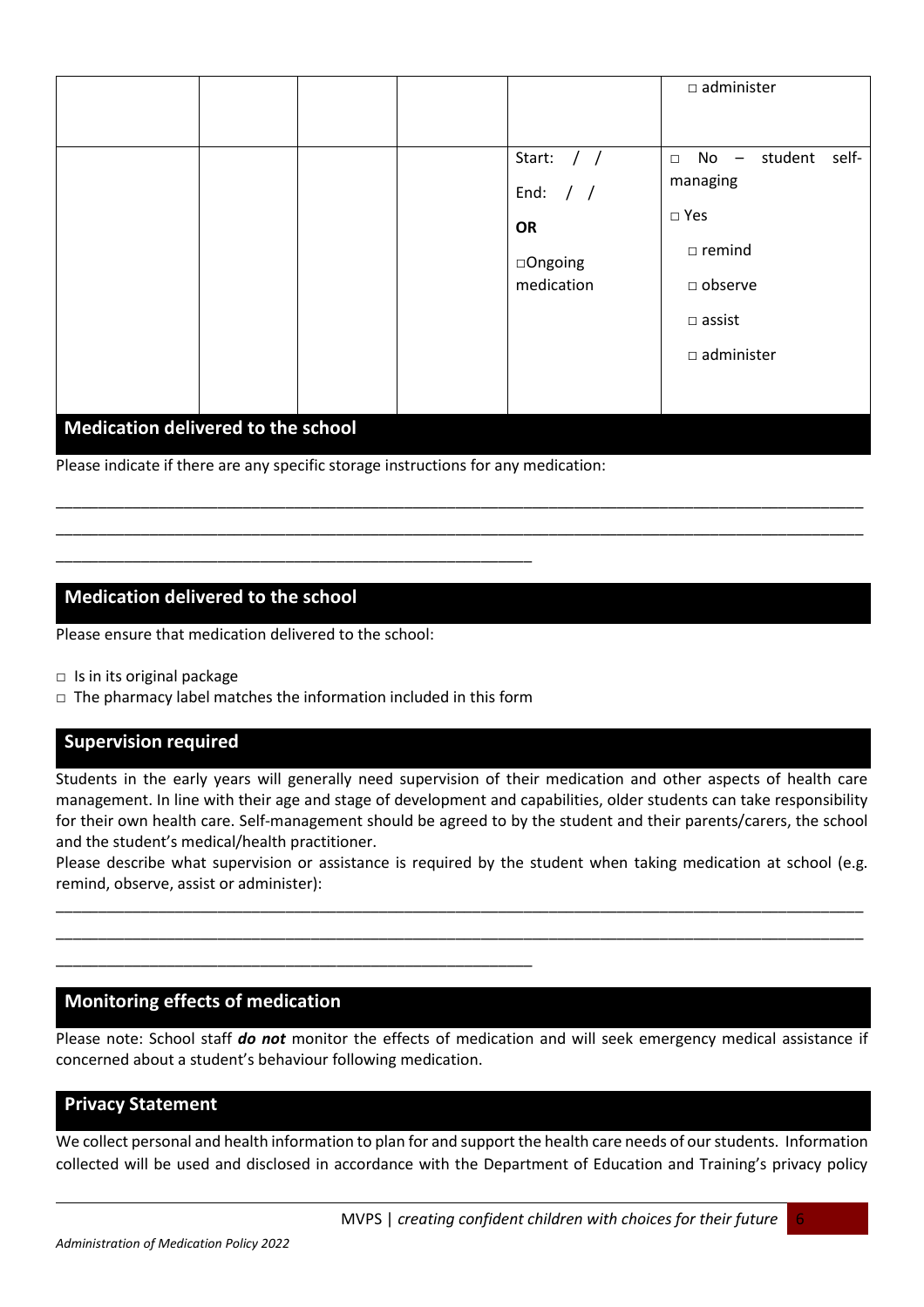|  |  |  |  |  | □ administer |
| --- | --- | --- | --- | --- | --- |
|  |  |  |  | Start: / / <br> End: / / <br> **OR** <br> □Ongoing medication | □ No – student self-managing <br> □ Yes <br> □ remind <br> □ observe <br> □ assist <br> □ administer |

## Medication delivered to the school

Please indicate if there are any specific storage instructions for any medication:

______________________________________________________________________________________________________________________________________________________________________________________________________________________

## Medication delivered to the school

Please ensure that medication delivered to the school:

□ Is in its original package
□ The pharmacy label matches the information included in this form

## Supervision required

Students in the early years will generally need supervision of their medication and other aspects of health care management. In line with their age and stage of development and capabilities, older students can take responsibility for their own health care. Self-management should be agreed to by the student and their parents/carers, the school and the student's medical/health practitioner.

Please describe what supervision or assistance is required by the student when taking medication at school (e.g. remind, observe, assist or administer):

______________________________________________________________________________________________________________________________________________________________________________________________________________________

## Monitoring effects of medication

Please note: School staff ***do not*** monitor the effects of medication and will seek emergency medical assistance if concerned about a student's behaviour following medication.

## Privacy Statement

We collect personal and health information to plan for and support the health care needs of our students. Information collected will be used and disclosed in accordance with the Department of Education and Training's privacy policy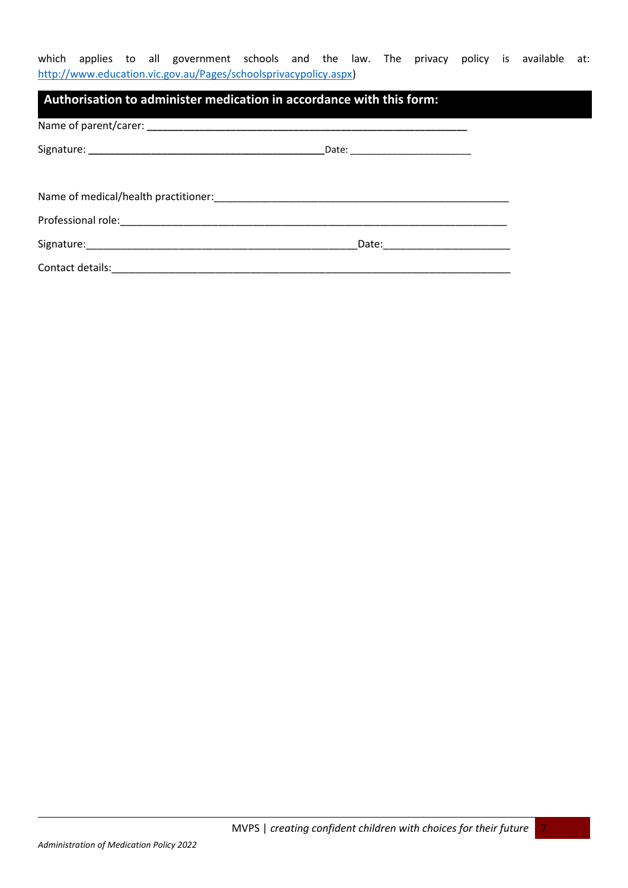which applies to all government schools and the law. The privacy policy is available at: http://www.education.vic.gov.au/Pages/schoolsprivacypolicy.aspx)

## Authorisation to administer medication in accordance with this form:

Name of parent/carer: ______________________________________________________

Signature: ________________________________________ Date: ______________________

Name of medical/health practitioner: __________________________________________________

Professional role: _________________________________________________________________

Signature: ______________________________________________ Date: ______________________

Contact details: _______________________________________________________________

MVPS | *creating confident children with choices for their future*

*Administration of Medication Policy 2022*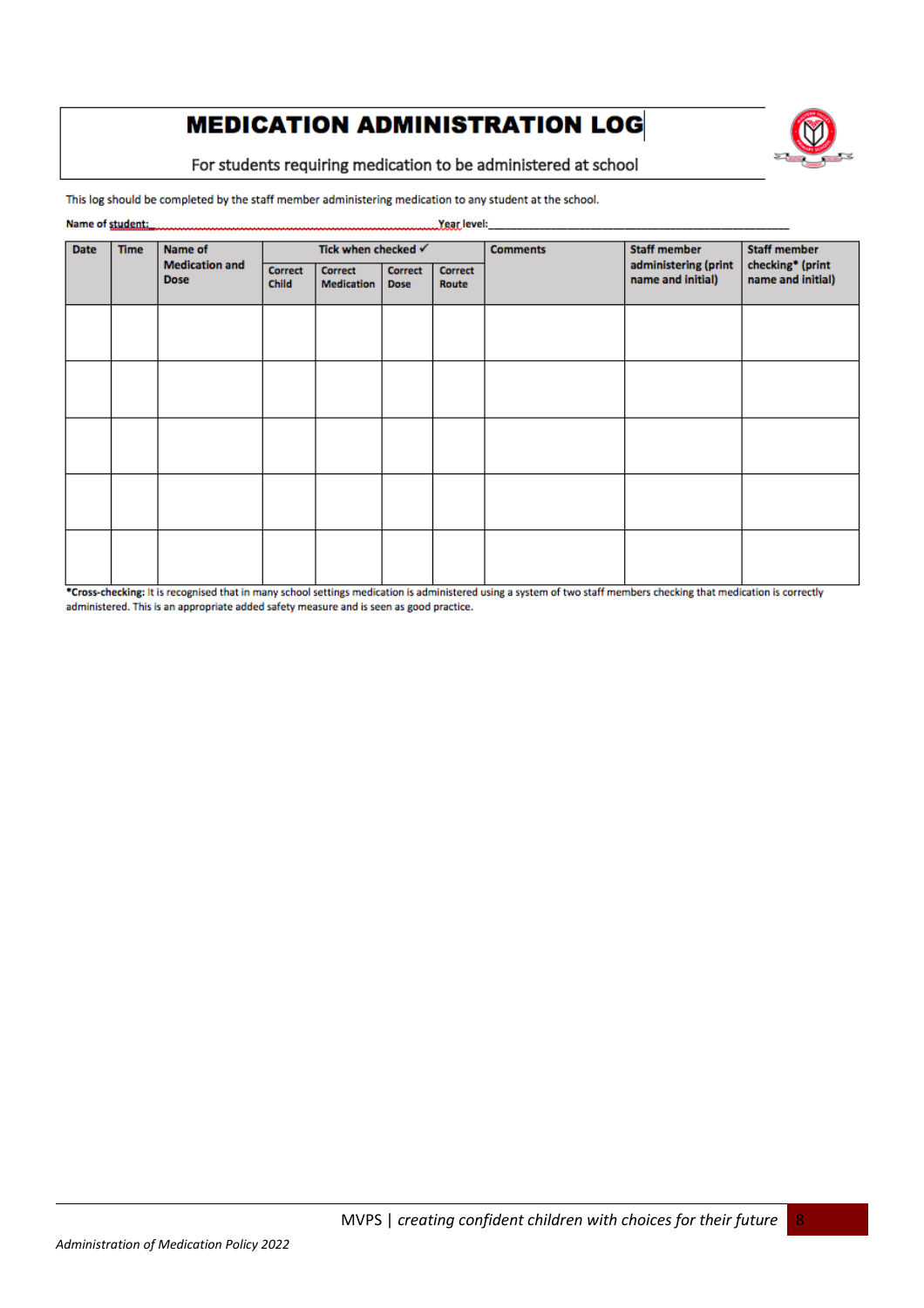# MEDICATION ADMINISTRATION LOG

For students requiring medication to be administered at school

This log should be completed by the staff member administering medication to any student at the school.

**Name of student:**\_\_\_\_\_\_\_\_\_\_\_\_\_\_\_\_\_\_\_\_\_\_\_\_\_\_\_\_\_\_\_\_\_\_\_\_\_\_ **Year level:**\_\_\_\_\_\_\_\_\_\_\_\_\_\_\_\_\_\_\_\_\_\_\_\_\_\_\_\_\_\_\_\_\_\_\_\_\_\_\_\_\_\_\_\_\_\_\_\_

| Date | Time | Name of Medication and Dose | Tick when checked ✓ | | | | Comments | Staff member administering (print name and initial) | Staff member checking* (print name and initial) |
|---|---|---|---|---|---|---|---|---|---|
| | | | Correct Child | Correct Medication | Correct Dose | Correct Route | | | |
| | | | | | | | | | |
| | | | | | | | | | |
| | | | | | | | | | |
| | | | | | | | | | |
| | | | | | | | | | |

***Cross-checking:** It is recognised that in many school settings medication is administered using a system of two staff members checking that medication is correctly administered. This is an appropriate added safety measure and is seen as good practice.